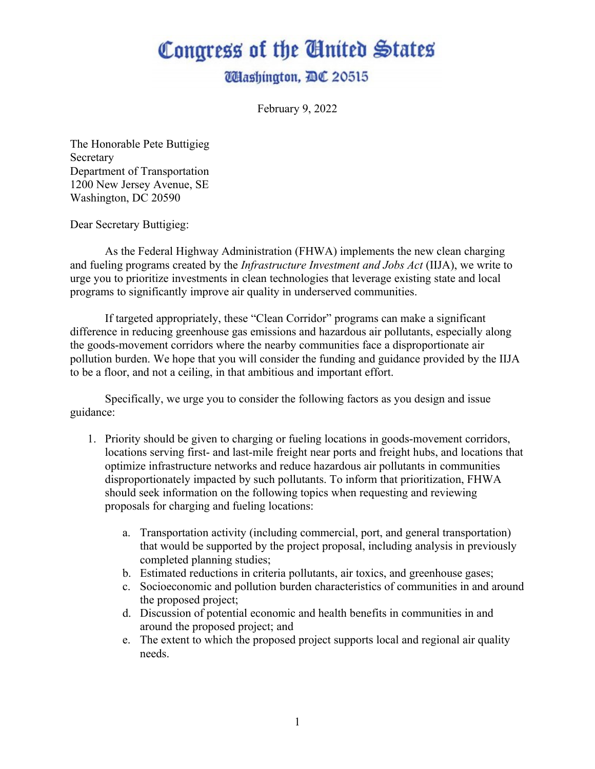# Congress of the United States

## Washington, DC 20515

February 9, 2022

The Honorable Pete Buttigieg
Secretary
Department of Transportation
1200 New Jersey Avenue, SE
Washington, DC 20590

Dear Secretary Buttigieg:

As the Federal Highway Administration (FHWA) implements the new clean charging and fueling programs created by the *Infrastructure Investment and Jobs Act* (IIJA), we write to urge you to prioritize investments in clean technologies that leverage existing state and local programs to significantly improve air quality in underserved communities.

If targeted appropriately, these "Clean Corridor" programs can make a significant difference in reducing greenhouse gas emissions and hazardous air pollutants, especially along the goods-movement corridors where the nearby communities face a disproportionate air pollution burden. We hope that you will consider the funding and guidance provided by the IIJA to be a floor, and not a ceiling, in that ambitious and important effort.

Specifically, we urge you to consider the following factors as you design and issue guidance:

1. Priority should be given to charging or fueling locations in goods-movement corridors, locations serving first- and last-mile freight near ports and freight hubs, and locations that optimize infrastructure networks and reduce hazardous air pollutants in communities disproportionately impacted by such pollutants. To inform that prioritization, FHWA should seek information on the following topics when requesting and reviewing proposals for charging and fueling locations:

    a. Transportation activity (including commercial, port, and general transportation) that would be supported by the project proposal, including analysis in previously completed planning studies;
    b. Estimated reductions in criteria pollutants, air toxics, and greenhouse gases;
    c. Socioeconomic and pollution burden characteristics of communities in and around the proposed project;
    d. Discussion of potential economic and health benefits in communities in and around the proposed project; and
    e. The extent to which the proposed project supports local and regional air quality needs.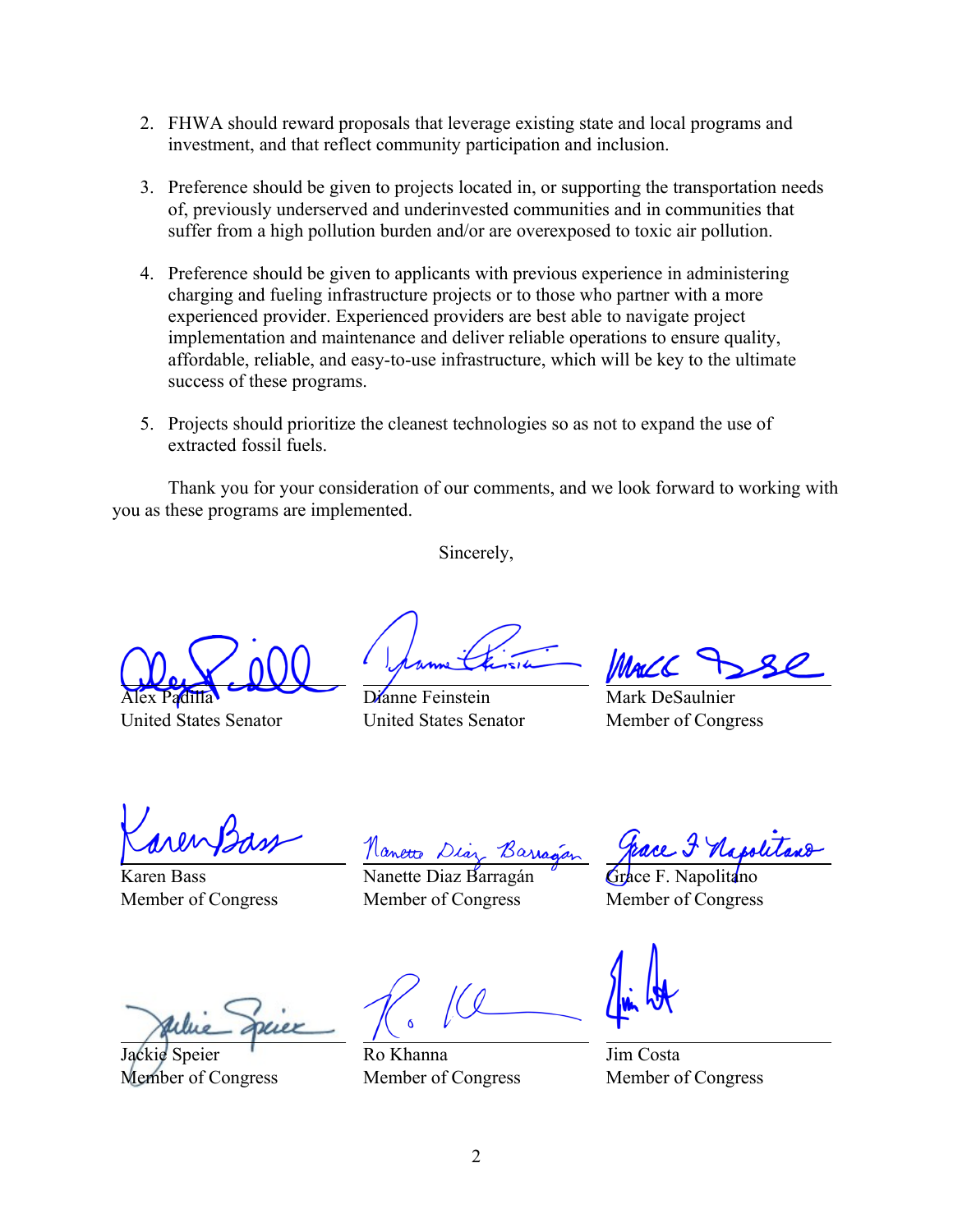2. FHWA should reward proposals that leverage existing state and local programs and investment, and that reflect community participation and inclusion.

3. Preference should be given to projects located in, or supporting the transportation needs of, previously underserved and underinvested communities and in communities that suffer from a high pollution burden and/or are overexposed to toxic air pollution.

4. Preference should be given to applicants with previous experience in administering charging and fueling infrastructure projects or to those who partner with a more experienced provider. Experienced providers are best able to navigate project implementation and maintenance and deliver reliable operations to ensure quality, affordable, reliable, and easy-to-use infrastructure, which will be key to the ultimate success of these programs.

5. Projects should prioritize the cleanest technologies so as not to expand the use of extracted fossil fuels.

Thank you for your consideration of our comments, and we look forward to working with you as these programs are implemented.

Sincerely,

Alex Padilla
United States Senator

Dianne Feinstein
United States Senator

Mark DeSaulnier
Member of Congress

Karen Bass
Member of Congress

Nanette Diaz Barragán
Member of Congress

Grace F. Napolitano
Member of Congress

Jackie Speier
Member of Congress

Ro Khanna
Member of Congress

Jim Costa
Member of Congress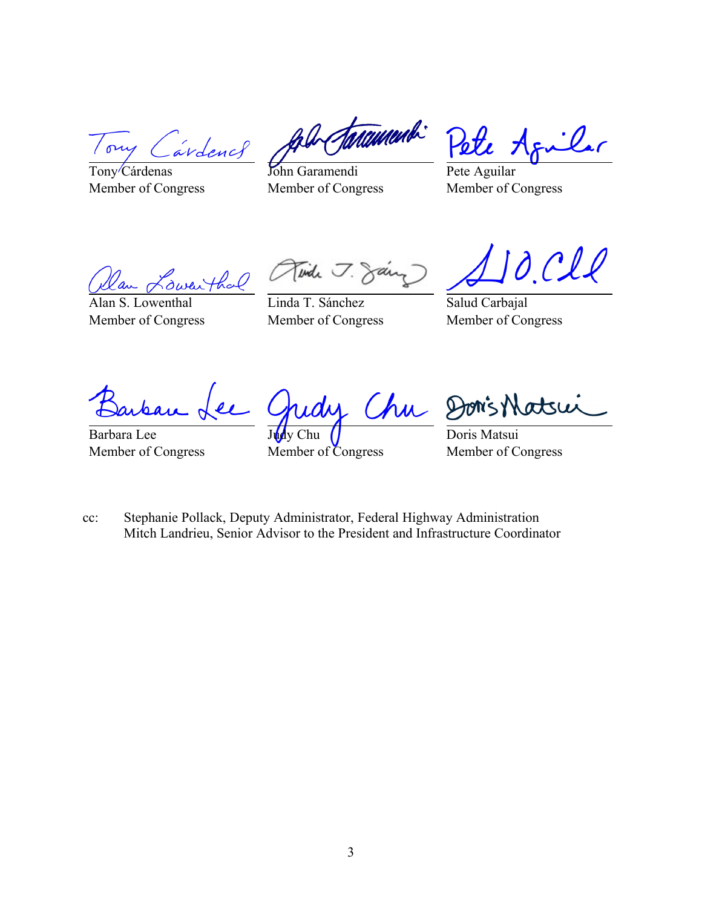| | | |
|---|---|---|
| Tony Cárdenas<br>Member of Congress | John Garamendi<br>Member of Congress | Pete Aguilar<br>Member of Congress |
| Alan S. Lowenthal<br>Member of Congress | Linda T. Sánchez<br>Member of Congress | Salud Carbajal<br>Member of Congress |
| Barbara Lee<br>Member of Congress | Judy Chu<br>Member of Congress | Doris Matsui<br>Member of Congress |

cc: Stephanie Pollack, Deputy Administrator, Federal Highway Administration
Mitch Landrieu, Senior Advisor to the President and Infrastructure Coordinator